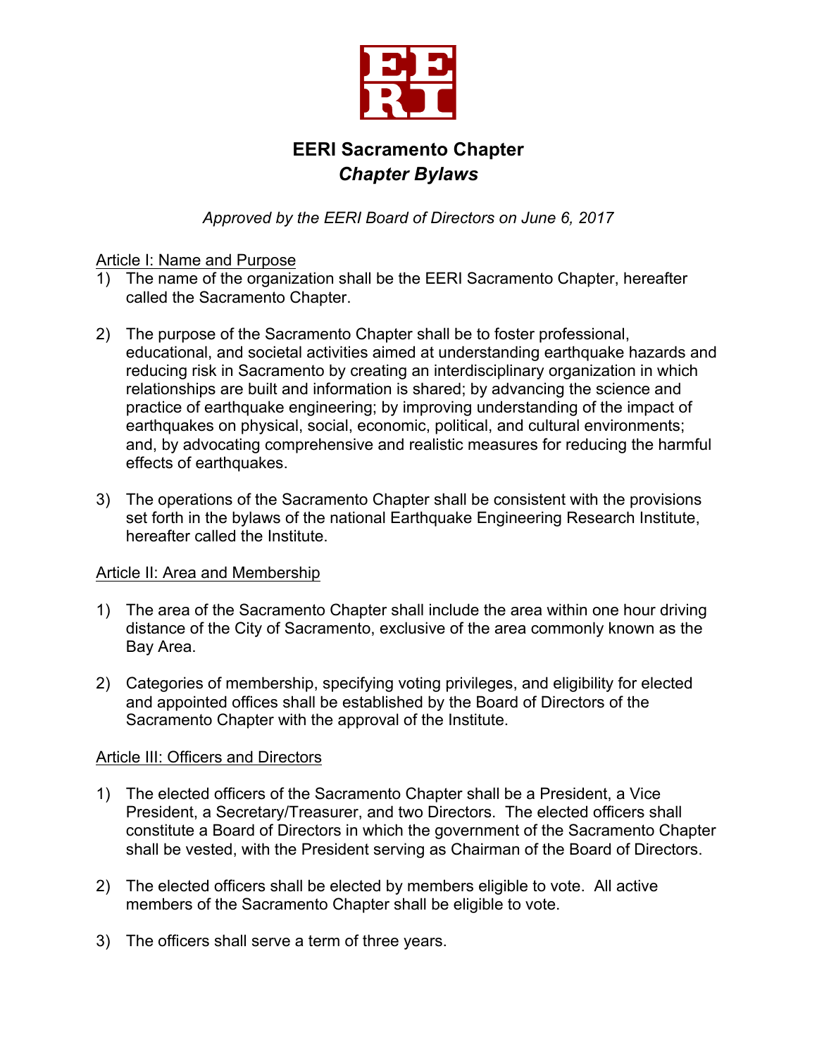# EERI Sacramento Chapter

## *Chapter Bylaws*

*Approved by the EERI Board of Directors on June 6, 2017*

### Article I: Name and Purpose

1) The name of the organization shall be the EERI Sacramento Chapter, hereafter called the Sacramento Chapter.

2) The purpose of the Sacramento Chapter shall be to foster professional, educational, and societal activities aimed at understanding earthquake hazards and reducing risk in Sacramento by creating an interdisciplinary organization in which relationships are built and information is shared; by advancing the science and practice of earthquake engineering; by improving understanding of the impact of earthquakes on physical, social, economic, political, and cultural environments; and, by advocating comprehensive and realistic measures for reducing the harmful effects of earthquakes.

3) The operations of the Sacramento Chapter shall be consistent with the provisions set forth in the bylaws of the national Earthquake Engineering Research Institute, hereafter called the Institute.

### Article II: Area and Membership

1) The area of the Sacramento Chapter shall include the area within one hour driving distance of the City of Sacramento, exclusive of the area commonly known as the Bay Area.

2) Categories of membership, specifying voting privileges, and eligibility for elected and appointed offices shall be established by the Board of Directors of the Sacramento Chapter with the approval of the Institute.

### Article III: Officers and Directors

1) The elected officers of the Sacramento Chapter shall be a President, a Vice President, a Secretary/Treasurer, and two Directors. The elected officers shall constitute a Board of Directors in which the government of the Sacramento Chapter shall be vested, with the President serving as Chairman of the Board of Directors.

2) The elected officers shall be elected by members eligible to vote. All active members of the Sacramento Chapter shall be eligible to vote.

3) The officers shall serve a term of three years.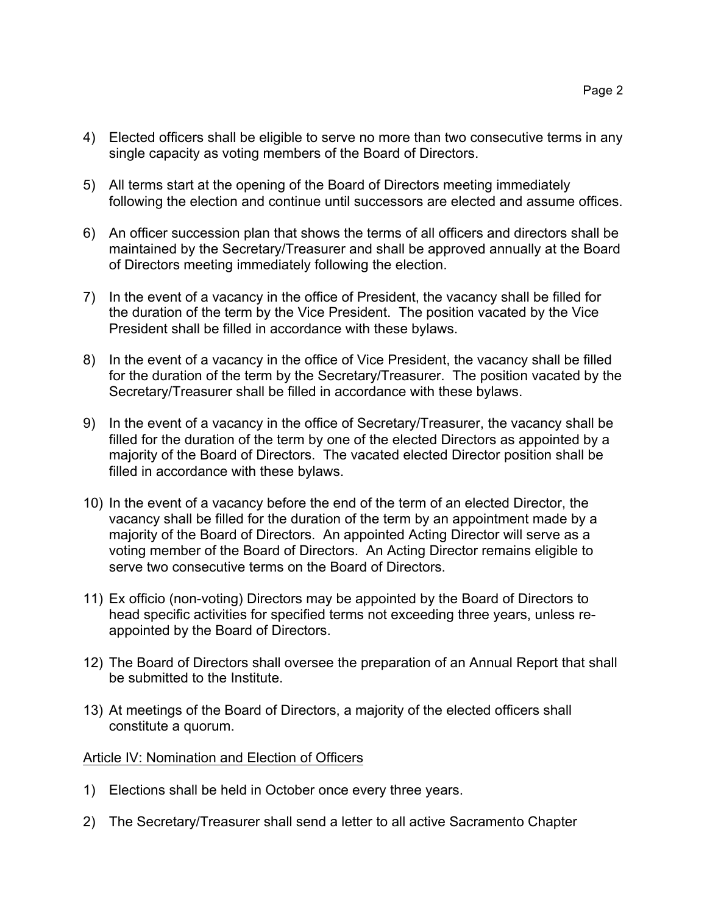4) Elected officers shall be eligible to serve no more than two consecutive terms in any single capacity as voting members of the Board of Directors.

5) All terms start at the opening of the Board of Directors meeting immediately following the election and continue until successors are elected and assume offices.

6) An officer succession plan that shows the terms of all officers and directors shall be maintained by the Secretary/Treasurer and shall be approved annually at the Board of Directors meeting immediately following the election.

7) In the event of a vacancy in the office of President, the vacancy shall be filled for the duration of the term by the Vice President. The position vacated by the Vice President shall be filled in accordance with these bylaws.

8) In the event of a vacancy in the office of Vice President, the vacancy shall be filled for the duration of the term by the Secretary/Treasurer. The position vacated by the Secretary/Treasurer shall be filled in accordance with these bylaws.

9) In the event of a vacancy in the office of Secretary/Treasurer, the vacancy shall be filled for the duration of the term by one of the elected Directors as appointed by a majority of the Board of Directors. The vacated elected Director position shall be filled in accordance with these bylaws.

10) In the event of a vacancy before the end of the term of an elected Director, the vacancy shall be filled for the duration of the term by an appointment made by a majority of the Board of Directors. An appointed Acting Director will serve as a voting member of the Board of Directors. An Acting Director remains eligible to serve two consecutive terms on the Board of Directors.

11) Ex officio (non-voting) Directors may be appointed by the Board of Directors to head specific activities for specified terms not exceeding three years, unless re-appointed by the Board of Directors.

12) The Board of Directors shall oversee the preparation of an Annual Report that shall be submitted to the Institute.

13) At meetings of the Board of Directors, a majority of the elected officers shall constitute a quorum.

<u>Article IV: Nomination and Election of Officers</u>

1) Elections shall be held in October once every three years.

2) The Secretary/Treasurer shall send a letter to all active Sacramento Chapter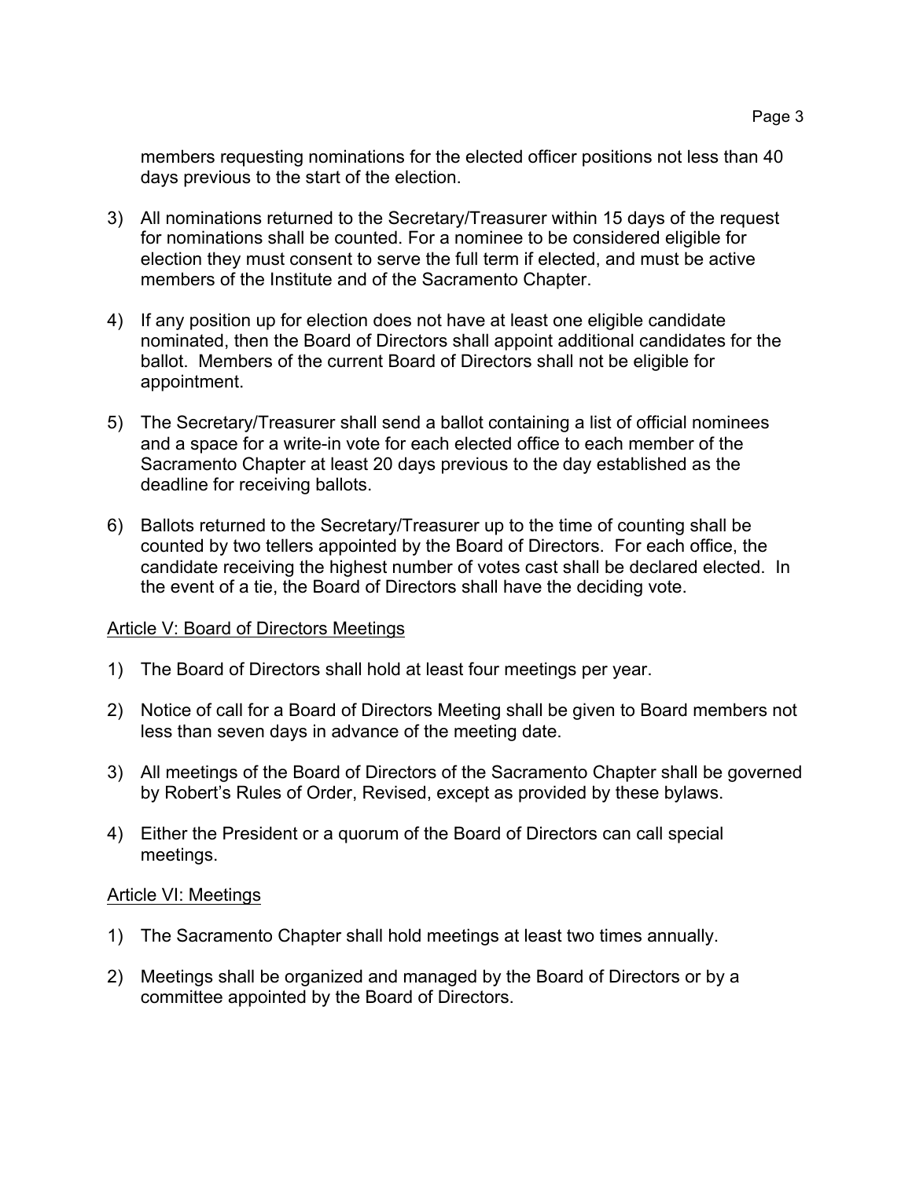members requesting nominations for the elected officer positions not less than 40 days previous to the start of the election.

3) All nominations returned to the Secretary/Treasurer within 15 days of the request for nominations shall be counted. For a nominee to be considered eligible for election they must consent to serve the full term if elected, and must be active members of the Institute and of the Sacramento Chapter.

4) If any position up for election does not have at least one eligible candidate nominated, then the Board of Directors shall appoint additional candidates for the ballot. Members of the current Board of Directors shall not be eligible for appointment.

5) The Secretary/Treasurer shall send a ballot containing a list of official nominees and a space for a write-in vote for each elected office to each member of the Sacramento Chapter at least 20 days previous to the day established as the deadline for receiving ballots.

6) Ballots returned to the Secretary/Treasurer up to the time of counting shall be counted by two tellers appointed by the Board of Directors. For each office, the candidate receiving the highest number of votes cast shall be declared elected. In the event of a tie, the Board of Directors shall have the deciding vote.

## Article V: Board of Directors Meetings

1) The Board of Directors shall hold at least four meetings per year.

2) Notice of call for a Board of Directors Meeting shall be given to Board members not less than seven days in advance of the meeting date.

3) All meetings of the Board of Directors of the Sacramento Chapter shall be governed by Robert's Rules of Order, Revised, except as provided by these bylaws.

4) Either the President or a quorum of the Board of Directors can call special meetings.

## Article VI: Meetings

1) The Sacramento Chapter shall hold meetings at least two times annually.

2) Meetings shall be organized and managed by the Board of Directors or by a committee appointed by the Board of Directors.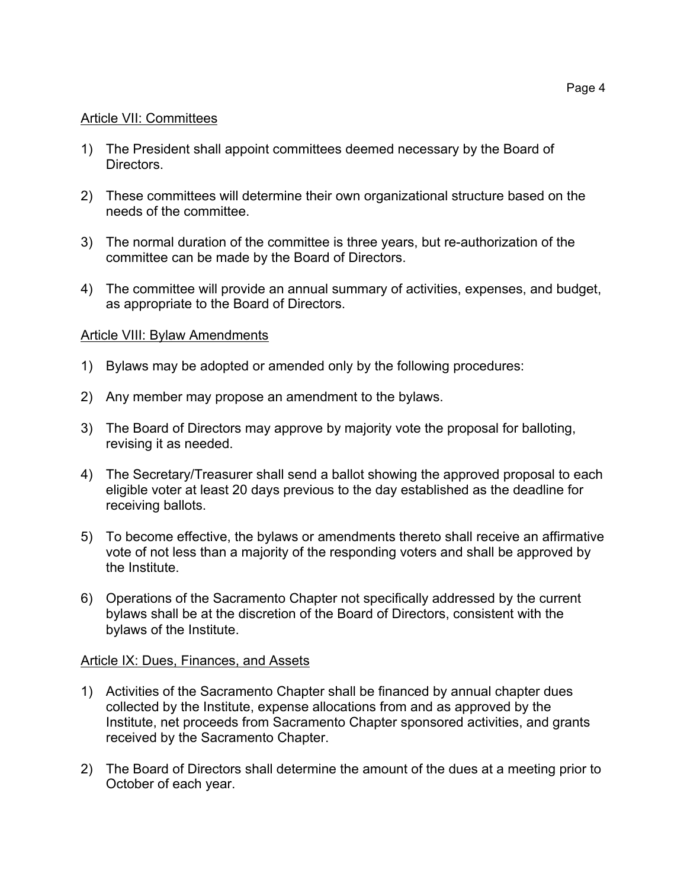## Article VII: Committees

1) The President shall appoint committees deemed necessary by the Board of Directors.

2) These committees will determine their own organizational structure based on the needs of the committee.

3) The normal duration of the committee is three years, but re-authorization of the committee can be made by the Board of Directors.

4) The committee will provide an annual summary of activities, expenses, and budget, as appropriate to the Board of Directors.

## Article VIII: Bylaw Amendments

1) Bylaws may be adopted or amended only by the following procedures:

2) Any member may propose an amendment to the bylaws.

3) The Board of Directors may approve by majority vote the proposal for balloting, revising it as needed.

4) The Secretary/Treasurer shall send a ballot showing the approved proposal to each eligible voter at least 20 days previous to the day established as the deadline for receiving ballots.

5) To become effective, the bylaws or amendments thereto shall receive an affirmative vote of not less than a majority of the responding voters and shall be approved by the Institute.

6) Operations of the Sacramento Chapter not specifically addressed by the current bylaws shall be at the discretion of the Board of Directors, consistent with the bylaws of the Institute.

## Article IX: Dues, Finances, and Assets

1) Activities of the Sacramento Chapter shall be financed by annual chapter dues collected by the Institute, expense allocations from and as approved by the Institute, net proceeds from Sacramento Chapter sponsored activities, and grants received by the Sacramento Chapter.

2) The Board of Directors shall determine the amount of the dues at a meeting prior to October of each year.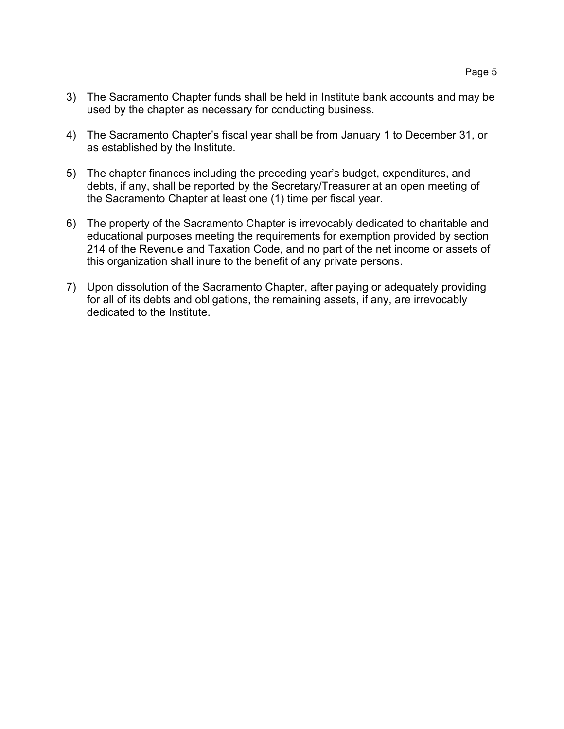3) The Sacramento Chapter funds shall be held in Institute bank accounts and may be used by the chapter as necessary for conducting business.

4) The Sacramento Chapter's fiscal year shall be from January 1 to December 31, or as established by the Institute.

5) The chapter finances including the preceding year's budget, expenditures, and debts, if any, shall be reported by the Secretary/Treasurer at an open meeting of the Sacramento Chapter at least one (1) time per fiscal year.

6) The property of the Sacramento Chapter is irrevocably dedicated to charitable and educational purposes meeting the requirements for exemption provided by section 214 of the Revenue and Taxation Code, and no part of the net income or assets of this organization shall inure to the benefit of any private persons.

7) Upon dissolution of the Sacramento Chapter, after paying or adequately providing for all of its debts and obligations, the remaining assets, if any, are irrevocably dedicated to the Institute.